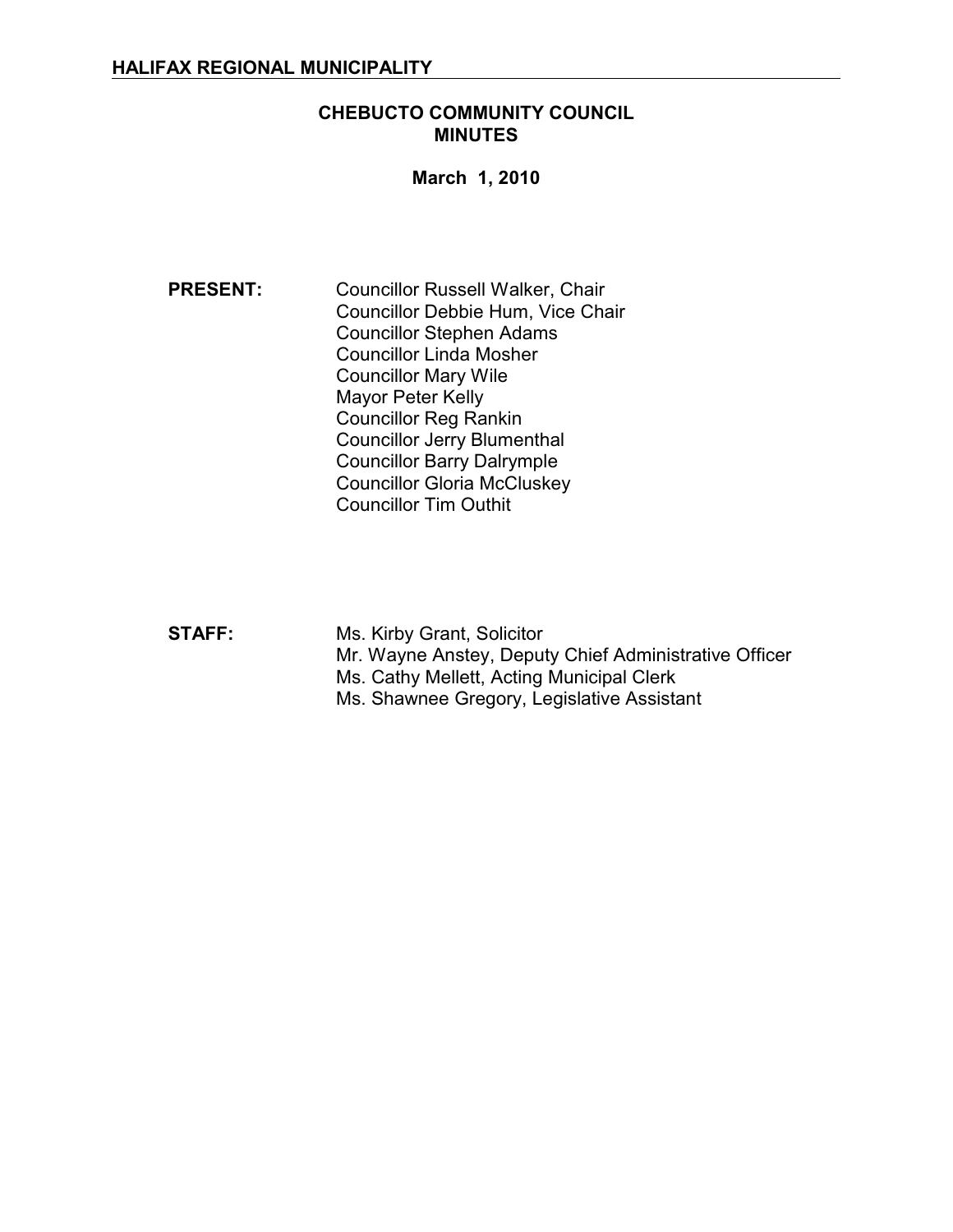**HALIFAX REGIONAL MUNICIPALITY**

# CHEBUCTO COMMUNITY COUNCIL MINUTES

**March 1, 2010**

**PRESENT:**

Councillor Russell Walker, Chair
Councillor Debbie Hum, Vice Chair
Councillor Stephen Adams
Councillor Linda Mosher
Councillor Mary Wile
Mayor Peter Kelly
Councillor Reg Rankin
Councillor Jerry Blumenthal
Councillor Barry Dalrymple
Councillor Gloria McCluskey
Councillor Tim Outhit

**STAFF:**

Ms. Kirby Grant, Solicitor
Mr. Wayne Anstey, Deputy Chief Administrative Officer
Ms. Cathy Mellett, Acting Municipal Clerk
Ms. Shawnee Gregory, Legislative Assistant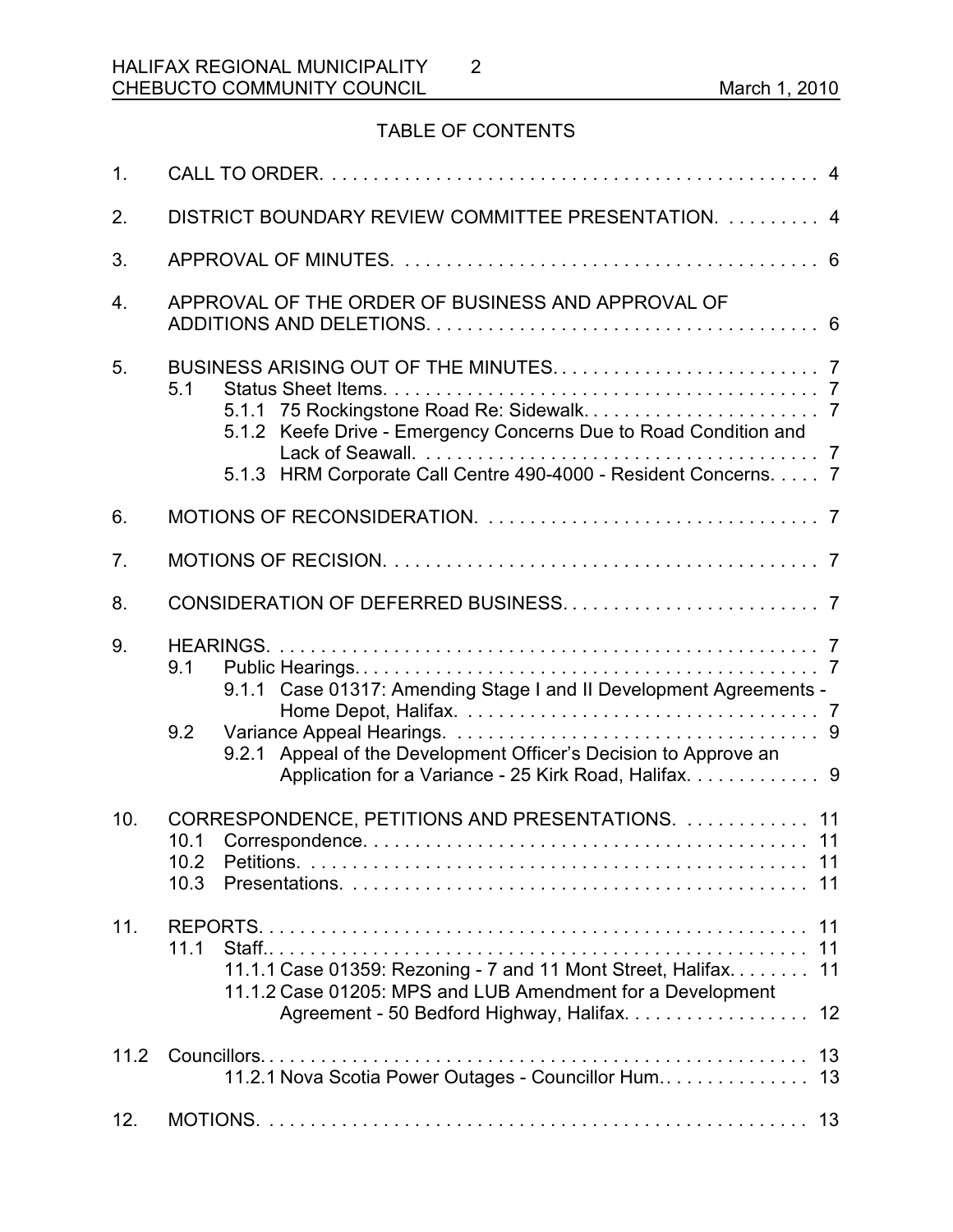## TABLE OF CONTENTS

1. CALL TO ORDER. . . . . . . . . . . . . . . . . . . . . . . . . . . . . . . . . . . . . . . . . . . . . . . . 4
2. DISTRICT BOUNDARY REVIEW COMMITTEE PRESENTATION. . . . . . . . . . 4
3. APPROVAL OF MINUTES. . . . . . . . . . . . . . . . . . . . . . . . . . . . . . . . . . . . . . . . . 6
4. APPROVAL OF THE ORDER OF BUSINESS AND APPROVAL OF ADDITIONS AND DELETIONS. . . . . . . . . . . . . . . . . . . . . . . . . . . . . . . . . . . . . 6
5. BUSINESS ARISING OUT OF THE MINUTES. . . . . . . . . . . . . . . . . . . . . . . . . . 7
   - 5.1 Status Sheet Items. . . . . . . . . . . . . . . . . . . . . . . . . . . . . . . . . . . . . . . . . . 7
     - 5.1.1 75 Rockingstone Road Re: Sidewalk. . . . . . . . . . . . . . . . . . . . . . . 7
     - 5.1.2 Keefe Drive - Emergency Concerns Due to Road Condition and Lack of Seawall. . . . . . . . . . . . . . . . . . . . . . . . . . . . . . . . . . . . . . 7
     - 5.1.3 HRM Corporate Call Centre 490-4000 - Resident Concerns. . . . . 7
6. MOTIONS OF RECONSIDERATION. . . . . . . . . . . . . . . . . . . . . . . . . . . . . . . . 7
7. MOTIONS OF RECISION. . . . . . . . . . . . . . . . . . . . . . . . . . . . . . . . . . . . . . . . . 7
8. CONSIDERATION OF DEFERRED BUSINESS. . . . . . . . . . . . . . . . . . . . . . . . . 7
9. HEARINGS. . . . . . . . . . . . . . . . . . . . . . . . . . . . . . . . . . . . . . . . . . . . . . . . . . . . 7
   - 9.1 Public Hearings. . . . . . . . . . . . . . . . . . . . . . . . . . . . . . . . . . . . . . . . . . . . . 7
     - 9.1.1 Case 01317: Amending Stage I and II Development Agreements - Home Depot, Halifax. . . . . . . . . . . . . . . . . . . . . . . . . . . . . . . . . . 7
   - 9.2 Variance Appeal Hearings. . . . . . . . . . . . . . . . . . . . . . . . . . . . . . . . . . . 9
     - 9.2.1 Appeal of the Development Officer's Decision to Approve an Application for a Variance - 25 Kirk Road, Halifax. . . . . . . . . . . . . 9
10. CORRESPONDENCE, PETITIONS AND PRESENTATIONS. . . . . . . . . . . . . 11
    - 10.1 Correspondence. . . . . . . . . . . . . . . . . . . . . . . . . . . . . . . . . . . . . . . . . . 11
    - 10.2 Petitions. . . . . . . . . . . . . . . . . . . . . . . . . . . . . . . . . . . . . . . . . . . . . . . . 11
    - 10.3 Presentations. . . . . . . . . . . . . . . . . . . . . . . . . . . . . . . . . . . . . . . . . . . . 11
11. REPORTS. . . . . . . . . . . . . . . . . . . . . . . . . . . . . . . . . . . . . . . . . . . . . . . . . . . . 11
    - 11.1 Staff.. . . . . . . . . . . . . . . . . . . . . . . . . . . . . . . . . . . . . . . . . . . . . . . . . . 11
      - 11.1.1 Case 01359: Rezoning - 7 and 11 Mont Street, Halifax. . . . . . . . 11
      - 11.1.2 Case 01205: MPS and LUB Amendment for a Development Agreement - 50 Bedford Highway, Halifax. . . . . . . . . . . . . . . . . . 12

11.2 Councillors. . . . . . . . . . . . . . . . . . . . . . . . . . . . . . . . . . . . . . . . . . . . . . . . . . . 13
   - 11.2.1 Nova Scotia Power Outages - Councillor Hum. . . . . . . . . . . . . . . 13

12. MOTIONS. . . . . . . . . . . . . . . . . . . . . . . . . . . . . . . . . . . . . . . . . . . . . . . . . . . . 13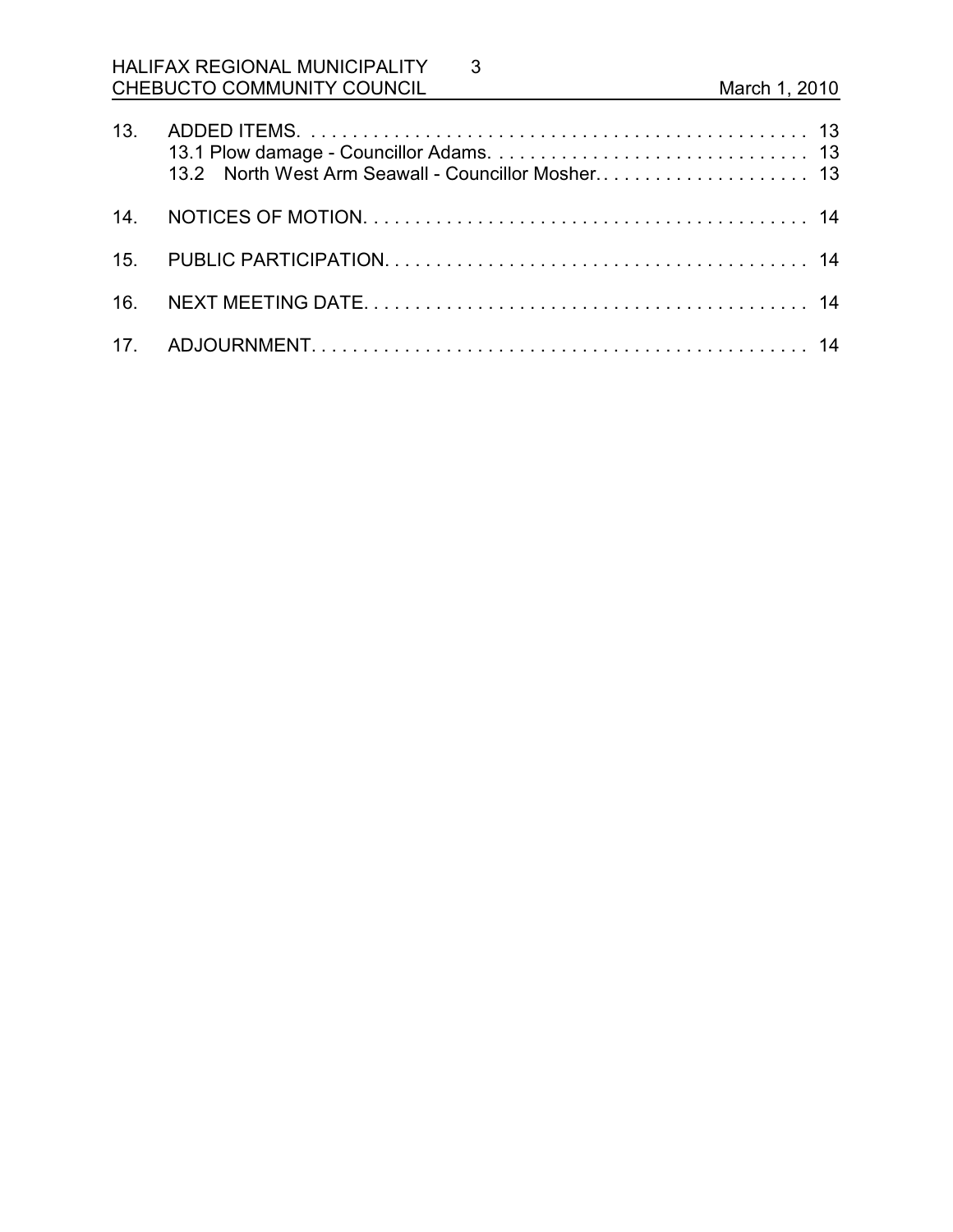| | | |
|---|---|---|
| 13. | ADDED ITEMS | 13 |
| | 13.1 Plow damage - Councillor Adams | 13 |
| | 13.2 North West Arm Seawall - Councillor Mosher | 13 |
| 14. | NOTICES OF MOTION | 14 |
| 15. | PUBLIC PARTICIPATION | 14 |
| 16. | NEXT MEETING DATE | 14 |
| 17. | ADJOURNMENT | 14 |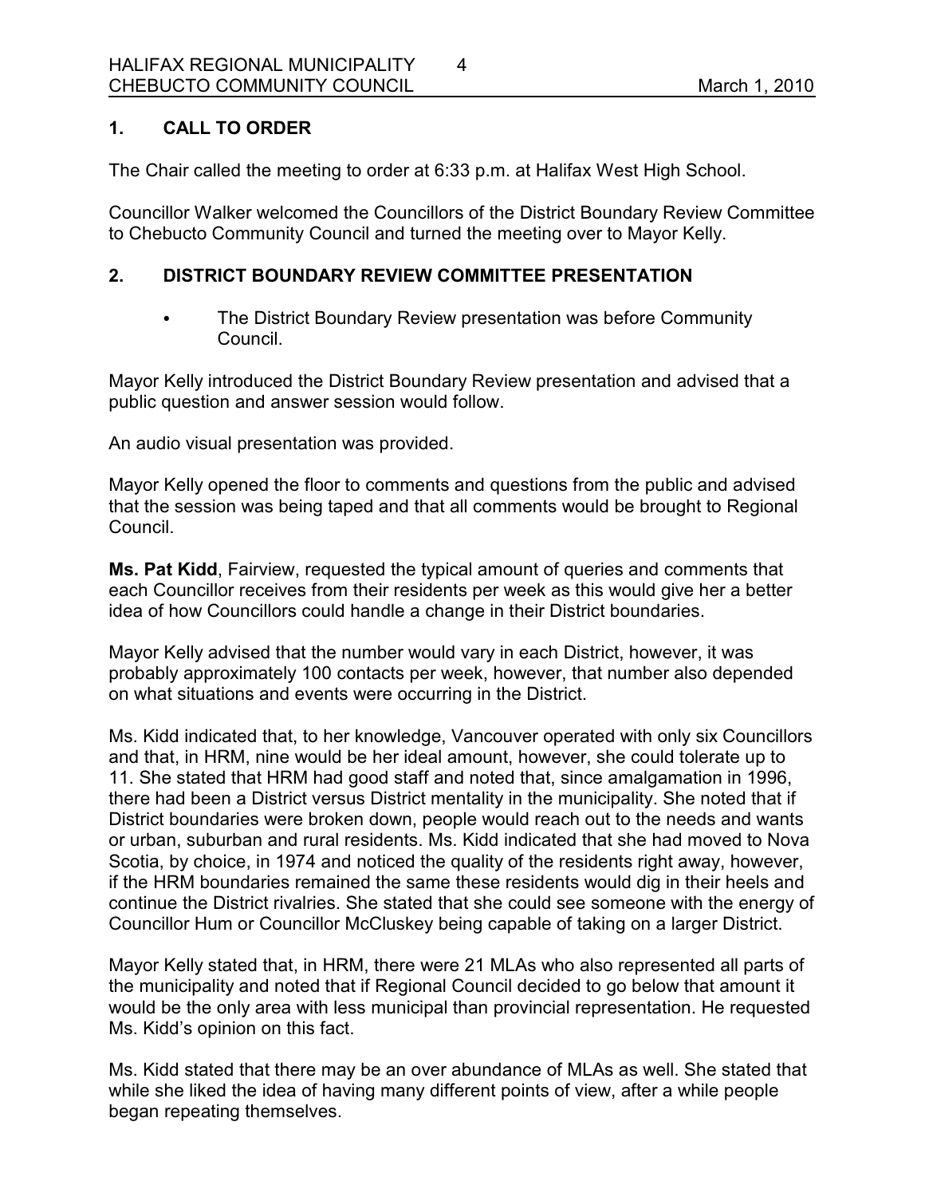## 1. CALL TO ORDER

The Chair called the meeting to order at 6:33 p.m. at Halifax West High School.

Councillor Walker welcomed the Councillors of the District Boundary Review Committee to Chebucto Community Council and turned the meeting over to Mayor Kelly.

## 2. DISTRICT BOUNDARY REVIEW COMMITTEE PRESENTATION

- The District Boundary Review presentation was before Community Council.

Mayor Kelly introduced the District Boundary Review presentation and advised that a public question and answer session would follow.

An audio visual presentation was provided.

Mayor Kelly opened the floor to comments and questions from the public and advised that the session was being taped and that all comments would be brought to Regional Council.

**Ms. Pat Kidd**, Fairview, requested the typical amount of queries and comments that each Councillor receives from their residents per week as this would give her a better idea of how Councillors could handle a change in their District boundaries.

Mayor Kelly advised that the number would vary in each District, however, it was probably approximately 100 contacts per week, however, that number also depended on what situations and events were occurring in the District.

Ms. Kidd indicated that, to her knowledge, Vancouver operated with only six Councillors and that, in HRM, nine would be her ideal amount, however, she could tolerate up to 11. She stated that HRM had good staff and noted that, since amalgamation in 1996, there had been a District versus District mentality in the municipality. She noted that if District boundaries were broken down, people would reach out to the needs and wants or urban, suburban and rural residents. Ms. Kidd indicated that she had moved to Nova Scotia, by choice, in 1974 and noticed the quality of the residents right away, however, if the HRM boundaries remained the same these residents would dig in their heels and continue the District rivalries. She stated that she could see someone with the energy of Councillor Hum or Councillor McCluskey being capable of taking on a larger District.

Mayor Kelly stated that, in HRM, there were 21 MLAs who also represented all parts of the municipality and noted that if Regional Council decided to go below that amount it would be the only area with less municipal than provincial representation. He requested Ms. Kidd's opinion on this fact.

Ms. Kidd stated that there may be an over abundance of MLAs as well. She stated that while she liked the idea of having many different points of view, after a while people began repeating themselves.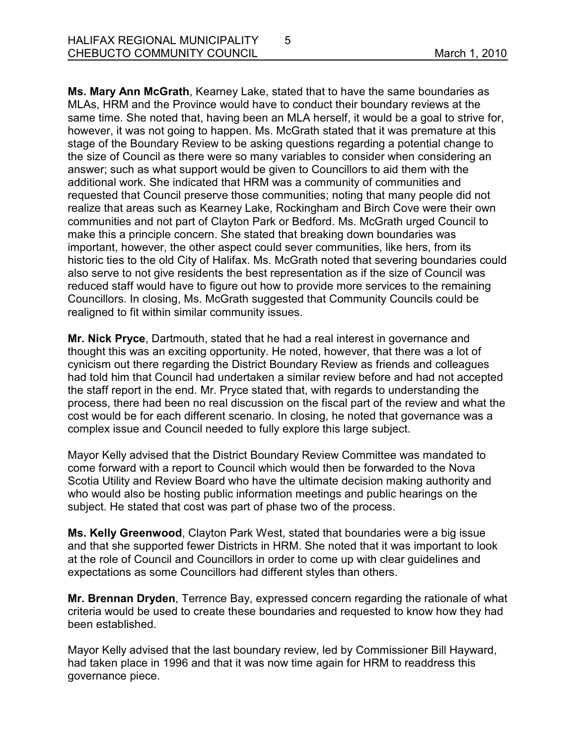**Ms. Mary Ann McGrath**, Kearney Lake, stated that to have the same boundaries as MLAs, HRM and the Province would have to conduct their boundary reviews at the same time. She noted that, having been an MLA herself, it would be a goal to strive for, however, it was not going to happen. Ms. McGrath stated that it was premature at this stage of the Boundary Review to be asking questions regarding a potential change to the size of Council as there were so many variables to consider when considering an answer; such as what support would be given to Councillors to aid them with the additional work. She indicated that HRM was a community of communities and requested that Council preserve those communities; noting that many people did not realize that areas such as Kearney Lake, Rockingham and Birch Cove were their own communities and not part of Clayton Park or Bedford. Ms. McGrath urged Council to make this a principle concern. She stated that breaking down boundaries was important, however, the other aspect could sever communities, like hers, from its historic ties to the old City of Halifax. Ms. McGrath noted that severing boundaries could also serve to not give residents the best representation as if the size of Council was reduced staff would have to figure out how to provide more services to the remaining Councillors. In closing, Ms. McGrath suggested that Community Councils could be realigned to fit within similar community issues.

**Mr. Nick Pryce**, Dartmouth, stated that he had a real interest in governance and thought this was an exciting opportunity. He noted, however, that there was a lot of cynicism out there regarding the District Boundary Review as friends and colleagues had told him that Council had undertaken a similar review before and had not accepted the staff report in the end. Mr. Pryce stated that, with regards to understanding the process, there had been no real discussion on the fiscal part of the review and what the cost would be for each different scenario. In closing, he noted that governance was a complex issue and Council needed to fully explore this large subject.

Mayor Kelly advised that the District Boundary Review Committee was mandated to come forward with a report to Council which would then be forwarded to the Nova Scotia Utility and Review Board who have the ultimate decision making authority and who would also be hosting public information meetings and public hearings on the subject. He stated that cost was part of phase two of the process.

**Ms. Kelly Greenwood**, Clayton Park West, stated that boundaries were a big issue and that she supported fewer Districts in HRM. She noted that it was important to look at the role of Council and Councillors in order to come up with clear guidelines and expectations as some Councillors had different styles than others.

**Mr. Brennan Dryden**, Terrence Bay, expressed concern regarding the rationale of what criteria would be used to create these boundaries and requested to know how they had been established.

Mayor Kelly advised that the last boundary review, led by Commissioner Bill Hayward, had taken place in 1996 and that it was now time again for HRM to readdress this governance piece.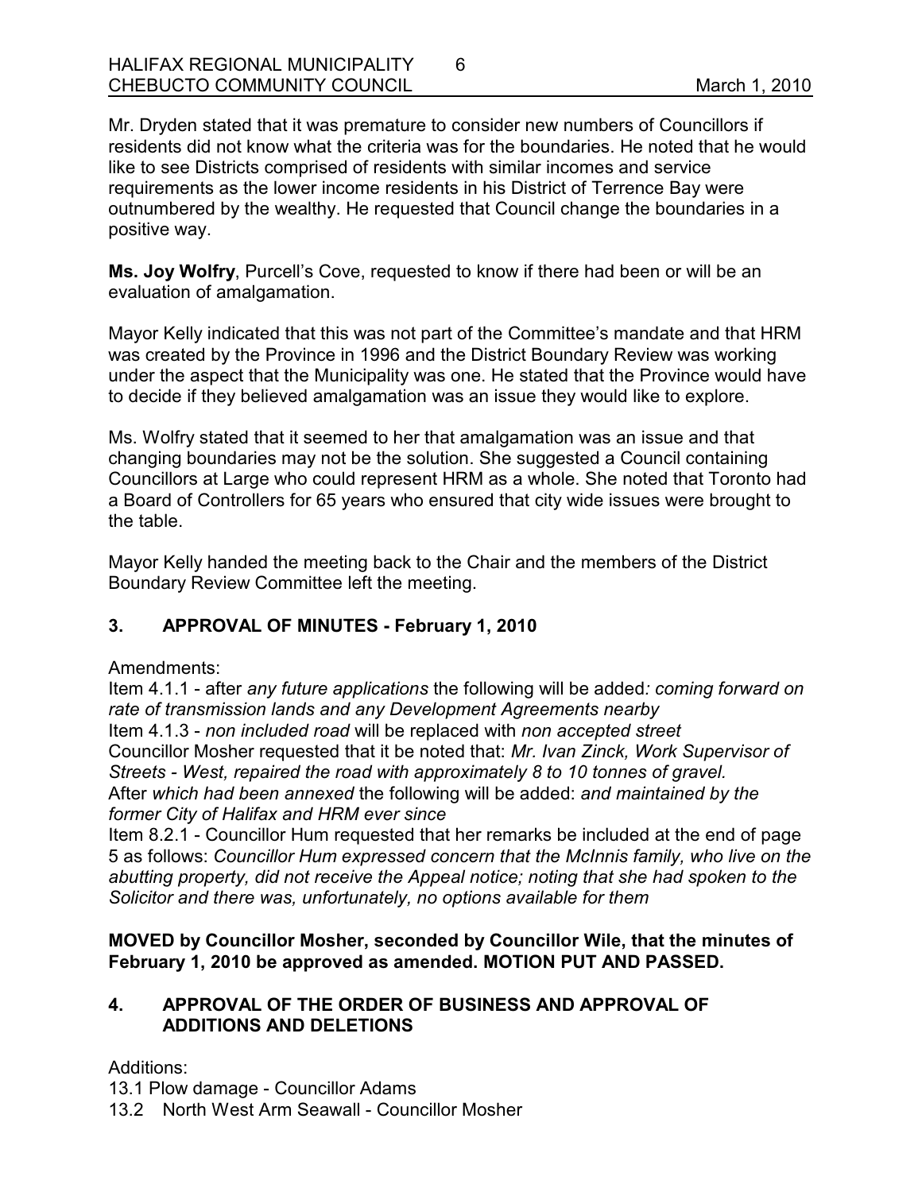Mr. Dryden stated that it was premature to consider new numbers of Councillors if residents did not know what the criteria was for the boundaries. He noted that he would like to see Districts comprised of residents with similar incomes and service requirements as the lower income residents in his District of Terrence Bay were outnumbered by the wealthy. He requested that Council change the boundaries in a positive way.

**Ms. Joy Wolfry**, Purcell's Cove, requested to know if there had been or will be an evaluation of amalgamation.

Mayor Kelly indicated that this was not part of the Committee's mandate and that HRM was created by the Province in 1996 and the District Boundary Review was working under the aspect that the Municipality was one. He stated that the Province would have to decide if they believed amalgamation was an issue they would like to explore.

Ms. Wolfry stated that it seemed to her that amalgamation was an issue and that changing boundaries may not be the solution. She suggested a Council containing Councillors at Large who could represent HRM as a whole. She noted that Toronto had a Board of Controllers for 65 years who ensured that city wide issues were brought to the table.

Mayor Kelly handed the meeting back to the Chair and the members of the District Boundary Review Committee left the meeting.

## 3. APPROVAL OF MINUTES - February 1, 2010

Amendments:

Item 4.1.1 - after *any future applications* the following will be added*: coming forward on rate of transmission lands and any Development Agreements nearby*

Item 4.1.3 - *non included road* will be replaced with *non accepted street*

Councillor Mosher requested that it be noted that: *Mr. Ivan Zinck, Work Supervisor of Streets - West, repaired the road with approximately 8 to 10 tonnes of gravel.*

After *which had been annexed* the following will be added: *and maintained by the former City of Halifax and HRM ever since*

Item 8.2.1 - Councillor Hum requested that her remarks be included at the end of page 5 as follows: *Councillor Hum expressed concern that the McInnis family, who live on the abutting property, did not receive the Appeal notice; noting that she had spoken to the Solicitor and there was, unfortunately, no options available for them*

**MOVED by Councillor Mosher, seconded by Councillor Wile, that the minutes of February 1, 2010 be approved as amended. MOTION PUT AND PASSED.**

## 4. APPROVAL OF THE ORDER OF BUSINESS AND APPROVAL OF ADDITIONS AND DELETIONS

Additions:

13.1 Plow damage - Councillor Adams

13.2 North West Arm Seawall - Councillor Mosher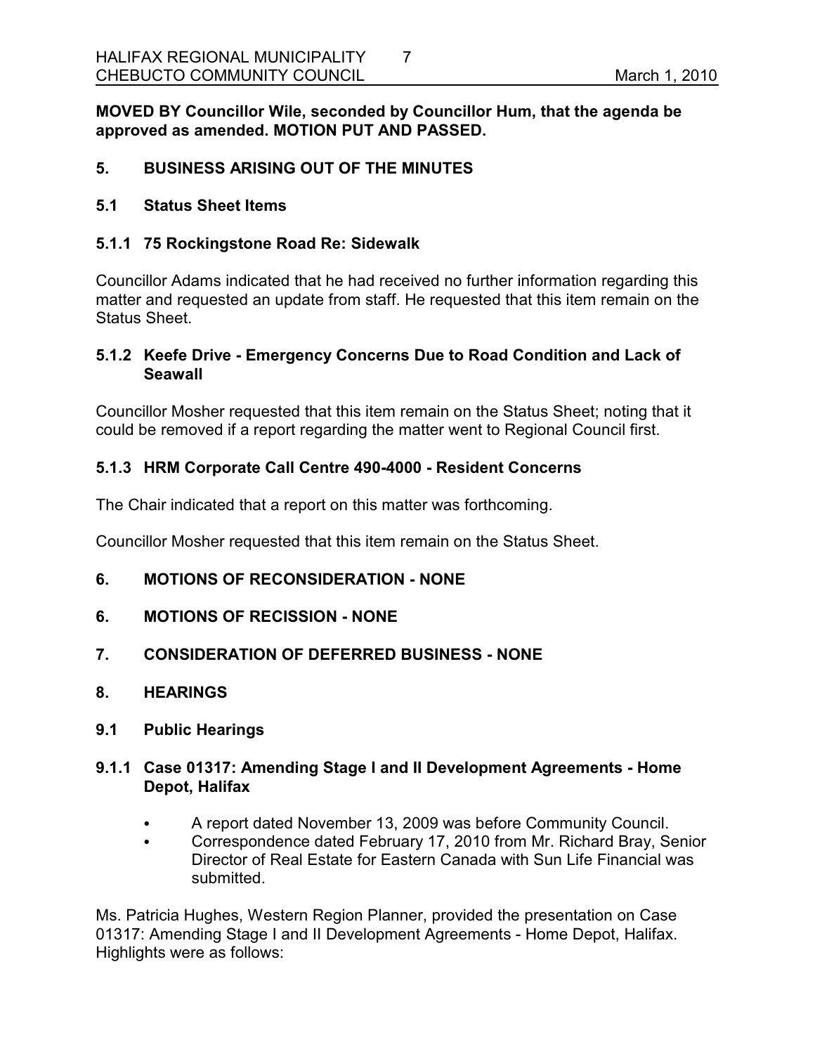**MOVED BY Councillor Wile, seconded by Councillor Hum, that the agenda be approved as amended. MOTION PUT AND PASSED.**

## 5. BUSINESS ARISING OUT OF THE MINUTES

### 5.1 Status Sheet Items

### 5.1.1 75 Rockingstone Road Re: Sidewalk

Councillor Adams indicated that he had received no further information regarding this matter and requested an update from staff. He requested that this item remain on the Status Sheet.

### 5.1.2 Keefe Drive - Emergency Concerns Due to Road Condition and Lack of Seawall

Councillor Mosher requested that this item remain on the Status Sheet; noting that it could be removed if a report regarding the matter went to Regional Council first.

### 5.1.3 HRM Corporate Call Centre 490-4000 - Resident Concerns

The Chair indicated that a report on this matter was forthcoming.

Councillor Mosher requested that this item remain on the Status Sheet.

## 6. MOTIONS OF RECONSIDERATION - NONE

## 6. MOTIONS OF RECISSION - NONE

## 7. CONSIDERATION OF DEFERRED BUSINESS - NONE

## 8. HEARINGS

### 9.1 Public Hearings

### 9.1.1 Case 01317: Amending Stage I and II Development Agreements - Home Depot, Halifax

- A report dated November 13, 2009 was before Community Council.
- Correspondence dated February 17, 2010 from Mr. Richard Bray, Senior Director of Real Estate for Eastern Canada with Sun Life Financial was submitted.

Ms. Patricia Hughes, Western Region Planner, provided the presentation on Case 01317: Amending Stage I and II Development Agreements - Home Depot, Halifax. Highlights were as follows: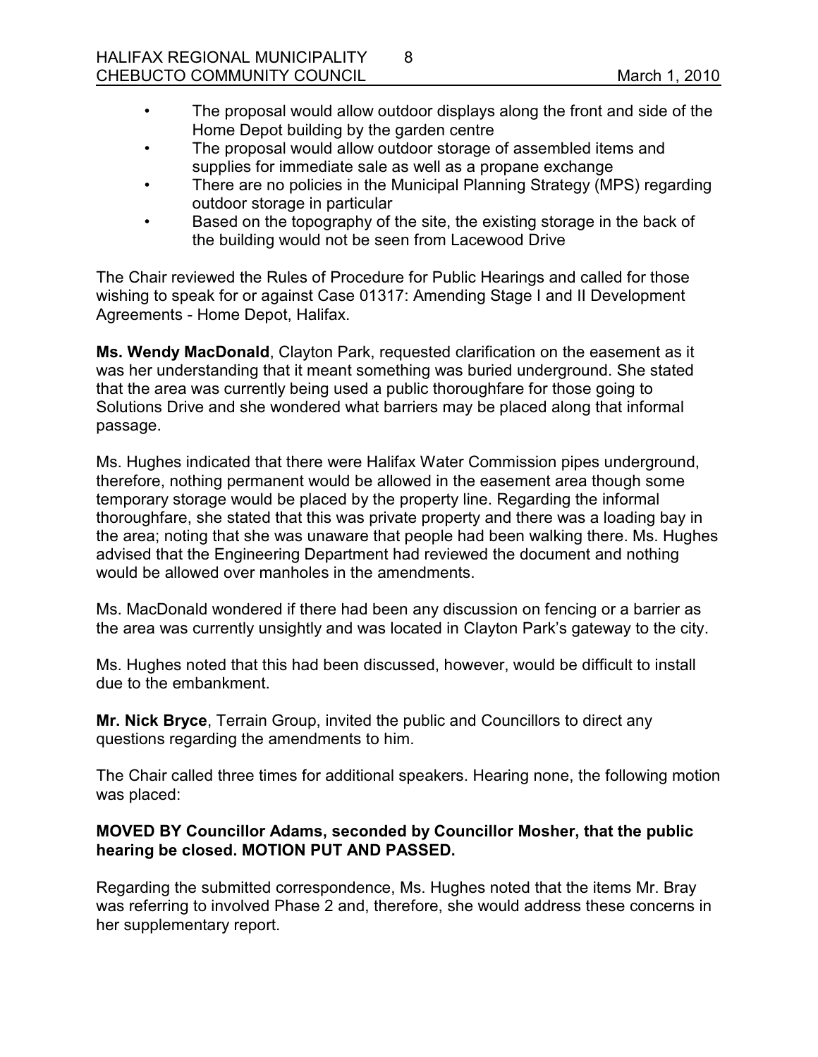- The proposal would allow outdoor displays along the front and side of the Home Depot building by the garden centre
- The proposal would allow outdoor storage of assembled items and supplies for immediate sale as well as a propane exchange
- There are no policies in the Municipal Planning Strategy (MPS) regarding outdoor storage in particular
- Based on the topography of the site, the existing storage in the back of the building would not be seen from Lacewood Drive

The Chair reviewed the Rules of Procedure for Public Hearings and called for those wishing to speak for or against Case 01317: Amending Stage I and II Development Agreements - Home Depot, Halifax.

**Ms. Wendy MacDonald**, Clayton Park, requested clarification on the easement as it was her understanding that it meant something was buried underground. She stated that the area was currently being used a public thoroughfare for those going to Solutions Drive and she wondered what barriers may be placed along that informal passage.

Ms. Hughes indicated that there were Halifax Water Commission pipes underground, therefore, nothing permanent would be allowed in the easement area though some temporary storage would be placed by the property line. Regarding the informal thoroughfare, she stated that this was private property and there was a loading bay in the area; noting that she was unaware that people had been walking there. Ms. Hughes advised that the Engineering Department had reviewed the document and nothing would be allowed over manholes in the amendments.

Ms. MacDonald wondered if there had been any discussion on fencing or a barrier as the area was currently unsightly and was located in Clayton Park's gateway to the city.

Ms. Hughes noted that this had been discussed, however, would be difficult to install due to the embankment.

**Mr. Nick Bryce**, Terrain Group, invited the public and Councillors to direct any questions regarding the amendments to him.

The Chair called three times for additional speakers. Hearing none, the following motion was placed:

**MOVED BY Councillor Adams, seconded by Councillor Mosher, that the public hearing be closed. MOTION PUT AND PASSED.**

Regarding the submitted correspondence, Ms. Hughes noted that the items Mr. Bray was referring to involved Phase 2 and, therefore, she would address these concerns in her supplementary report.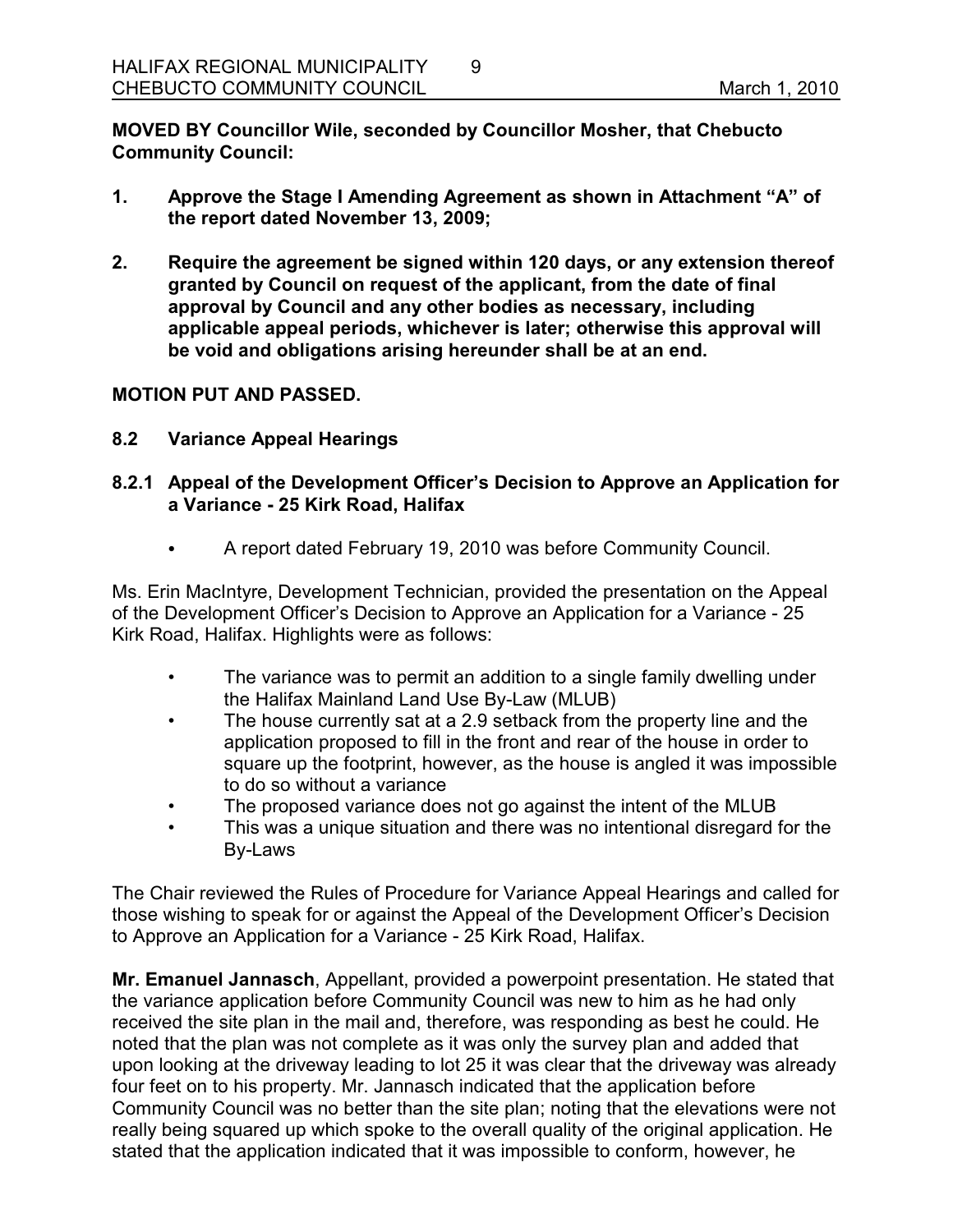**MOVED BY Councillor Wile, seconded by Councillor Mosher, that Chebucto Community Council:**

1. **Approve the Stage I Amending Agreement as shown in Attachment "A" of the report dated November 13, 2009;**

2. **Require the agreement be signed within 120 days, or any extension thereof granted by Council on request of the applicant, from the date of final approval by Council and any other bodies as necessary, including applicable appeal periods, whichever is later; otherwise this approval will be void and obligations arising hereunder shall be at an end.**

**MOTION PUT AND PASSED.**

## 8.2 Variance Appeal Hearings

### 8.2.1 Appeal of the Development Officer's Decision to Approve an Application for a Variance - 25 Kirk Road, Halifax

- A report dated February 19, 2010 was before Community Council.

Ms. Erin MacIntyre, Development Technician, provided the presentation on the Appeal of the Development Officer's Decision to Approve an Application for a Variance - 25 Kirk Road, Halifax. Highlights were as follows:

- The variance was to permit an addition to a single family dwelling under the Halifax Mainland Land Use By-Law (MLUB)
- The house currently sat at a 2.9 setback from the property line and the application proposed to fill in the front and rear of the house in order to square up the footprint, however, as the house is angled it was impossible to do so without a variance
- The proposed variance does not go against the intent of the MLUB
- This was a unique situation and there was no intentional disregard for the By-Laws

The Chair reviewed the Rules of Procedure for Variance Appeal Hearings and called for those wishing to speak for or against the Appeal of the Development Officer's Decision to Approve an Application for a Variance - 25 Kirk Road, Halifax.

**Mr. Emanuel Jannasch**, Appellant, provided a powerpoint presentation. He stated that the variance application before Community Council was new to him as he had only received the site plan in the mail and, therefore, was responding as best he could. He noted that the plan was not complete as it was only the survey plan and added that upon looking at the driveway leading to lot 25 it was clear that the driveway was already four feet on to his property. Mr. Jannasch indicated that the application before Community Council was no better than the site plan; noting that the elevations were not really being squared up which spoke to the overall quality of the original application. He stated that the application indicated that it was impossible to conform, however, he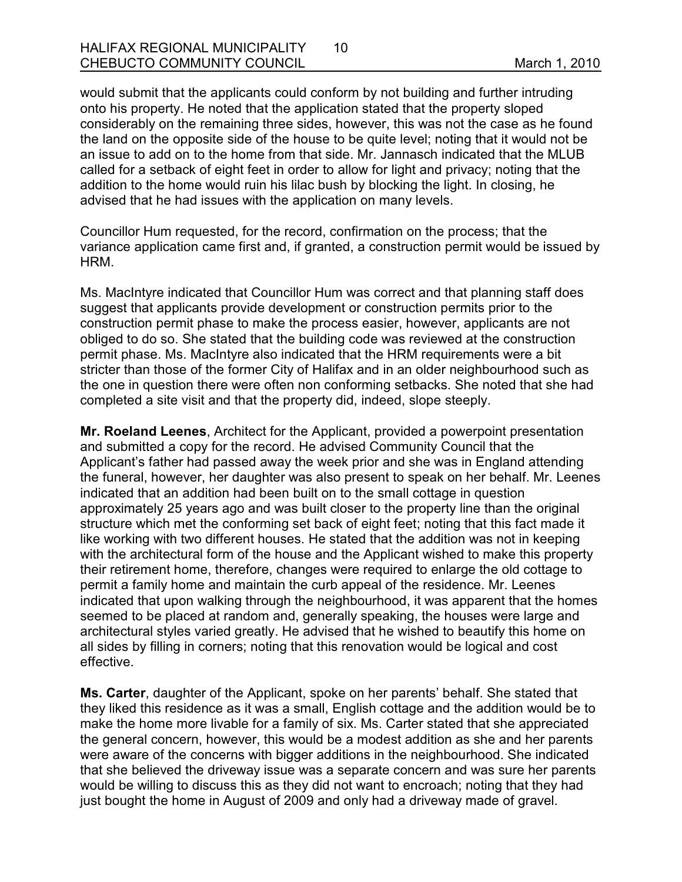would submit that the applicants could conform by not building and further intruding onto his property. He noted that the application stated that the property sloped considerably on the remaining three sides, however, this was not the case as he found the land on the opposite side of the house to be quite level; noting that it would not be an issue to add on to the home from that side. Mr. Jannasch indicated that the MLUB called for a setback of eight feet in order to allow for light and privacy; noting that the addition to the home would ruin his lilac bush by blocking the light. In closing, he advised that he had issues with the application on many levels.

Councillor Hum requested, for the record, confirmation on the process; that the variance application came first and, if granted, a construction permit would be issued by HRM.

Ms. MacIntyre indicated that Councillor Hum was correct and that planning staff does suggest that applicants provide development or construction permits prior to the construction permit phase to make the process easier, however, applicants are not obliged to do so. She stated that the building code was reviewed at the construction permit phase. Ms. MacIntyre also indicated that the HRM requirements were a bit stricter than those of the former City of Halifax and in an older neighbourhood such as the one in question there were often non conforming setbacks. She noted that she had completed a site visit and that the property did, indeed, slope steeply.

**Mr. Roeland Leenes**, Architect for the Applicant, provided a powerpoint presentation and submitted a copy for the record. He advised Community Council that the Applicant's father had passed away the week prior and she was in England attending the funeral, however, her daughter was also present to speak on her behalf. Mr. Leenes indicated that an addition had been built on to the small cottage in question approximately 25 years ago and was built closer to the property line than the original structure which met the conforming set back of eight feet; noting that this fact made it like working with two different houses. He stated that the addition was not in keeping with the architectural form of the house and the Applicant wished to make this property their retirement home, therefore, changes were required to enlarge the old cottage to permit a family home and maintain the curb appeal of the residence. Mr. Leenes indicated that upon walking through the neighbourhood, it was apparent that the homes seemed to be placed at random and, generally speaking, the houses were large and architectural styles varied greatly. He advised that he wished to beautify this home on all sides by filling in corners; noting that this renovation would be logical and cost effective.

**Ms. Carter**, daughter of the Applicant, spoke on her parents' behalf. She stated that they liked this residence as it was a small, English cottage and the addition would be to make the home more livable for a family of six. Ms. Carter stated that she appreciated the general concern, however, this would be a modest addition as she and her parents were aware of the concerns with bigger additions in the neighbourhood. She indicated that she believed the driveway issue was a separate concern and was sure her parents would be willing to discuss this as they did not want to encroach; noting that they had just bought the home in August of 2009 and only had a driveway made of gravel.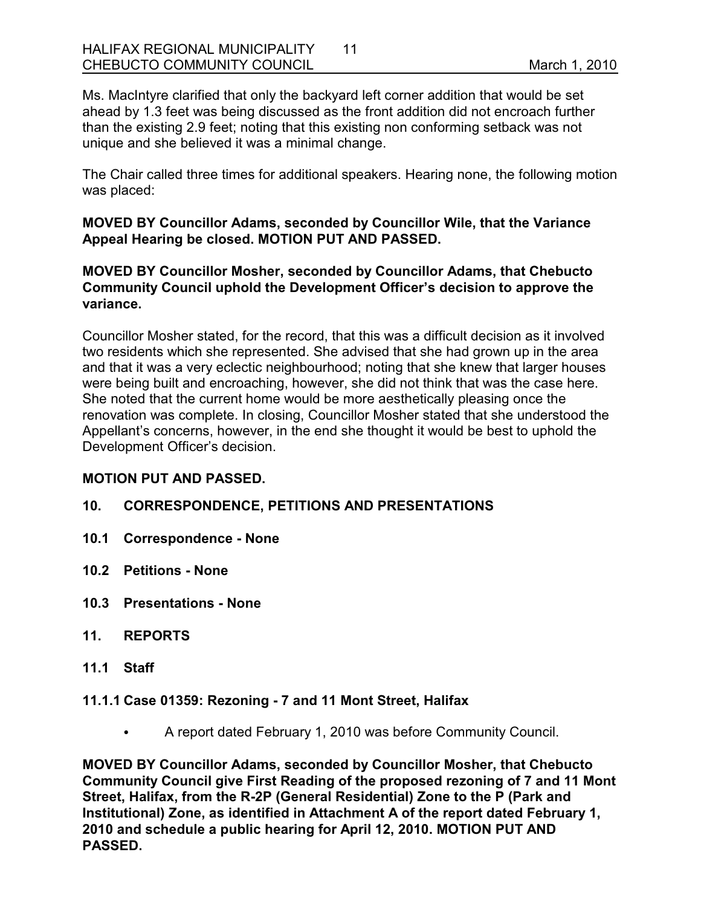Ms. MacIntyre clarified that only the backyard left corner addition that would be set ahead by 1.3 feet was being discussed as the front addition did not encroach further than the existing 2.9 feet; noting that this existing non conforming setback was not unique and she believed it was a minimal change.

The Chair called three times for additional speakers. Hearing none, the following motion was placed:

**MOVED BY Councillor Adams, seconded by Councillor Wile, that the Variance Appeal Hearing be closed. MOTION PUT AND PASSED.**

**MOVED BY Councillor Mosher, seconded by Councillor Adams, that Chebucto Community Council uphold the Development Officer's decision to approve the variance.**

Councillor Mosher stated, for the record, that this was a difficult decision as it involved two residents which she represented. She advised that she had grown up in the area and that it was a very eclectic neighbourhood; noting that she knew that larger houses were being built and encroaching, however, she did not think that was the case here. She noted that the current home would be more aesthetically pleasing once the renovation was complete. In closing, Councillor Mosher stated that she understood the Appellant's concerns, however, in the end she thought it would be best to uphold the Development Officer's decision.

**MOTION PUT AND PASSED.**

## 10. CORRESPONDENCE, PETITIONS AND PRESENTATIONS

### 10.1 Correspondence - None

### 10.2 Petitions - None

### 10.3 Presentations - None

## 11. REPORTS

### 11.1 Staff

#### 11.1.1 Case 01359: Rezoning - 7 and 11 Mont Street, Halifax

- A report dated February 1, 2010 was before Community Council.

**MOVED BY Councillor Adams, seconded by Councillor Mosher, that Chebucto Community Council give First Reading of the proposed rezoning of 7 and 11 Mont Street, Halifax, from the R-2P (General Residential) Zone to the P (Park and Institutional) Zone, as identified in Attachment A of the report dated February 1, 2010 and schedule a public hearing for April 12, 2010. MOTION PUT AND PASSED.**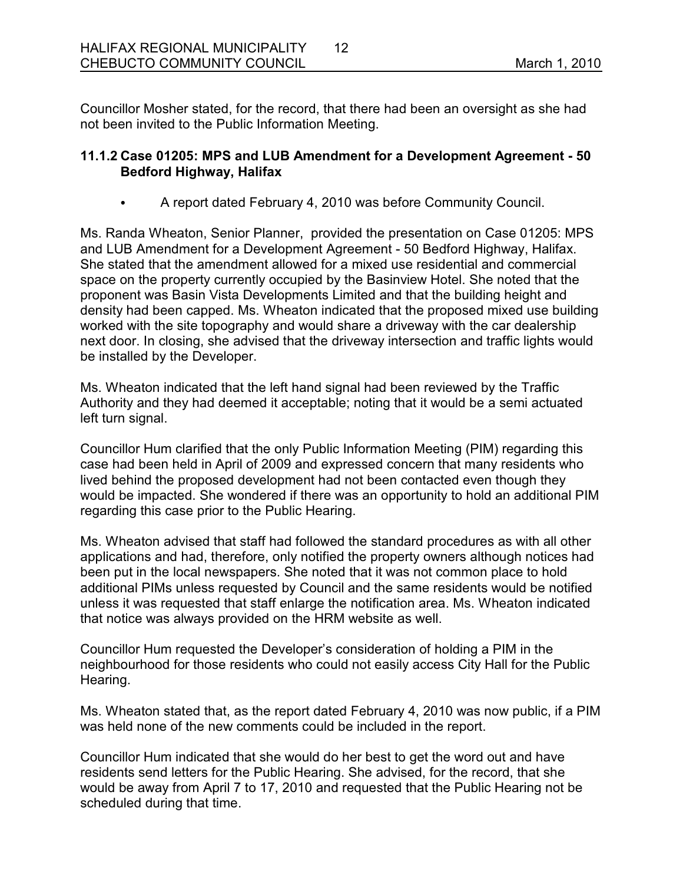Councillor Mosher stated, for the record, that there had been an oversight as she had not been invited to the Public Information Meeting.

### 11.1.2 Case 01205: MPS and LUB Amendment for a Development Agreement - 50 Bedford Highway, Halifax

- A report dated February 4, 2010 was before Community Council.

Ms. Randa Wheaton, Senior Planner, provided the presentation on Case 01205: MPS and LUB Amendment for a Development Agreement - 50 Bedford Highway, Halifax. She stated that the amendment allowed for a mixed use residential and commercial space on the property currently occupied by the Basinview Hotel. She noted that the proponent was Basin Vista Developments Limited and that the building height and density had been capped. Ms. Wheaton indicated that the proposed mixed use building worked with the site topography and would share a driveway with the car dealership next door. In closing, she advised that the driveway intersection and traffic lights would be installed by the Developer.

Ms. Wheaton indicated that the left hand signal had been reviewed by the Traffic Authority and they had deemed it acceptable; noting that it would be a semi actuated left turn signal.

Councillor Hum clarified that the only Public Information Meeting (PIM) regarding this case had been held in April of 2009 and expressed concern that many residents who lived behind the proposed development had not been contacted even though they would be impacted. She wondered if there was an opportunity to hold an additional PIM regarding this case prior to the Public Hearing.

Ms. Wheaton advised that staff had followed the standard procedures as with all other applications and had, therefore, only notified the property owners although notices had been put in the local newspapers. She noted that it was not common place to hold additional PIMs unless requested by Council and the same residents would be notified unless it was requested that staff enlarge the notification area. Ms. Wheaton indicated that notice was always provided on the HRM website as well.

Councillor Hum requested the Developer's consideration of holding a PIM in the neighbourhood for those residents who could not easily access City Hall for the Public Hearing.

Ms. Wheaton stated that, as the report dated February 4, 2010 was now public, if a PIM was held none of the new comments could be included in the report.

Councillor Hum indicated that she would do her best to get the word out and have residents send letters for the Public Hearing. She advised, for the record, that she would be away from April 7 to 17, 2010 and requested that the Public Hearing not be scheduled during that time.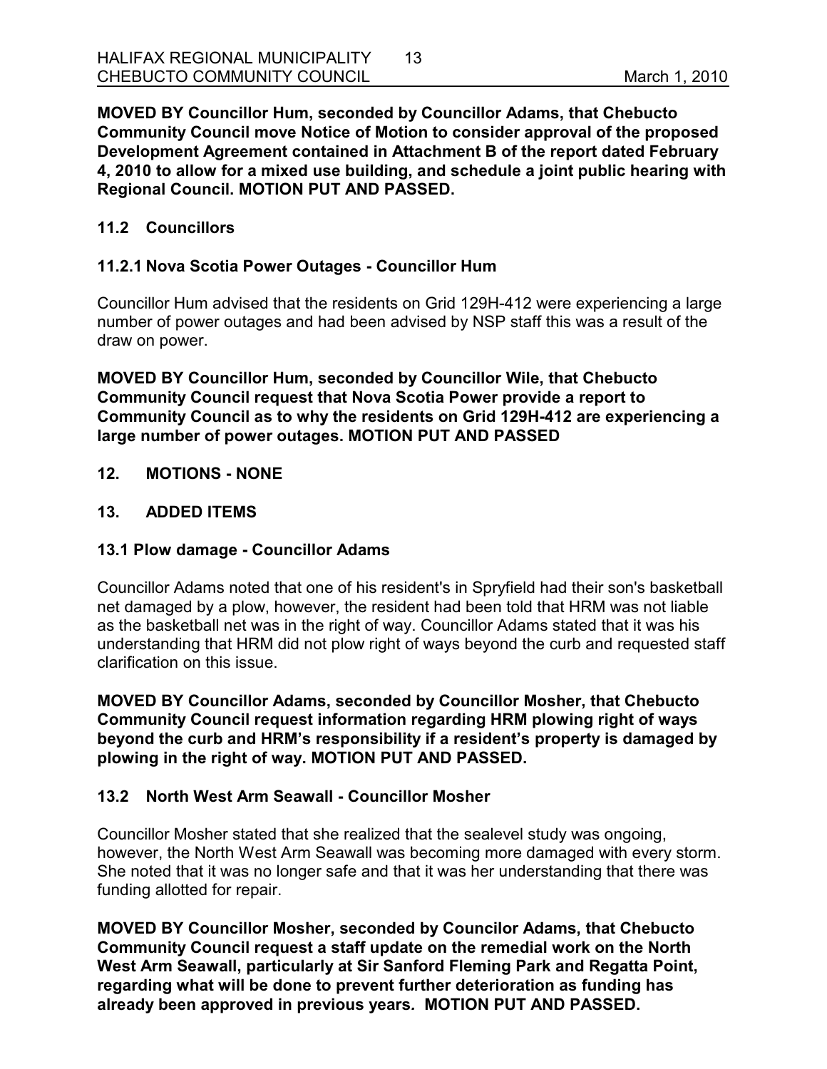**MOVED BY Councillor Hum, seconded by Councillor Adams, that Chebucto Community Council move Notice of Motion to consider approval of the proposed Development Agreement contained in Attachment B of the report dated February 4, 2010 to allow for a mixed use building, and schedule a joint public hearing with Regional Council. MOTION PUT AND PASSED.**

### 11.2 Councillors

### 11.2.1 Nova Scotia Power Outages - Councillor Hum

Councillor Hum advised that the residents on Grid 129H-412 were experiencing a large number of power outages and had been advised by NSP staff this was a result of the draw on power.

**MOVED BY Councillor Hum, seconded by Councillor Wile, that Chebucto Community Council request that Nova Scotia Power provide a report to Community Council as to why the residents on Grid 129H-412 are experiencing a large number of power outages. MOTION PUT AND PASSED**

## 12. MOTIONS - NONE

## 13. ADDED ITEMS

### 13.1 Plow damage - Councillor Adams

Councillor Adams noted that one of his resident's in Spryfield had their son's basketball net damaged by a plow, however, the resident had been told that HRM was not liable as the basketball net was in the right of way. Councillor Adams stated that it was his understanding that HRM did not plow right of ways beyond the curb and requested staff clarification on this issue.

**MOVED BY Councillor Adams, seconded by Councillor Mosher, that Chebucto Community Council request information regarding HRM plowing right of ways beyond the curb and HRM's responsibility if a resident's property is damaged by plowing in the right of way. MOTION PUT AND PASSED.**

### 13.2 North West Arm Seawall - Councillor Mosher

Councillor Mosher stated that she realized that the sealevel study was ongoing, however, the North West Arm Seawall was becoming more damaged with every storm. She noted that it was no longer safe and that it was her understanding that there was funding allotted for repair.

**MOVED BY Councillor Mosher, seconded by Councilor Adams, that Chebucto Community Council request a staff update on the remedial work on the North West Arm Seawall, particularly at Sir Sanford Fleming Park and Regatta Point, regarding what will be done to prevent further deterioration as funding has already been approved in previous years. MOTION PUT AND PASSED.**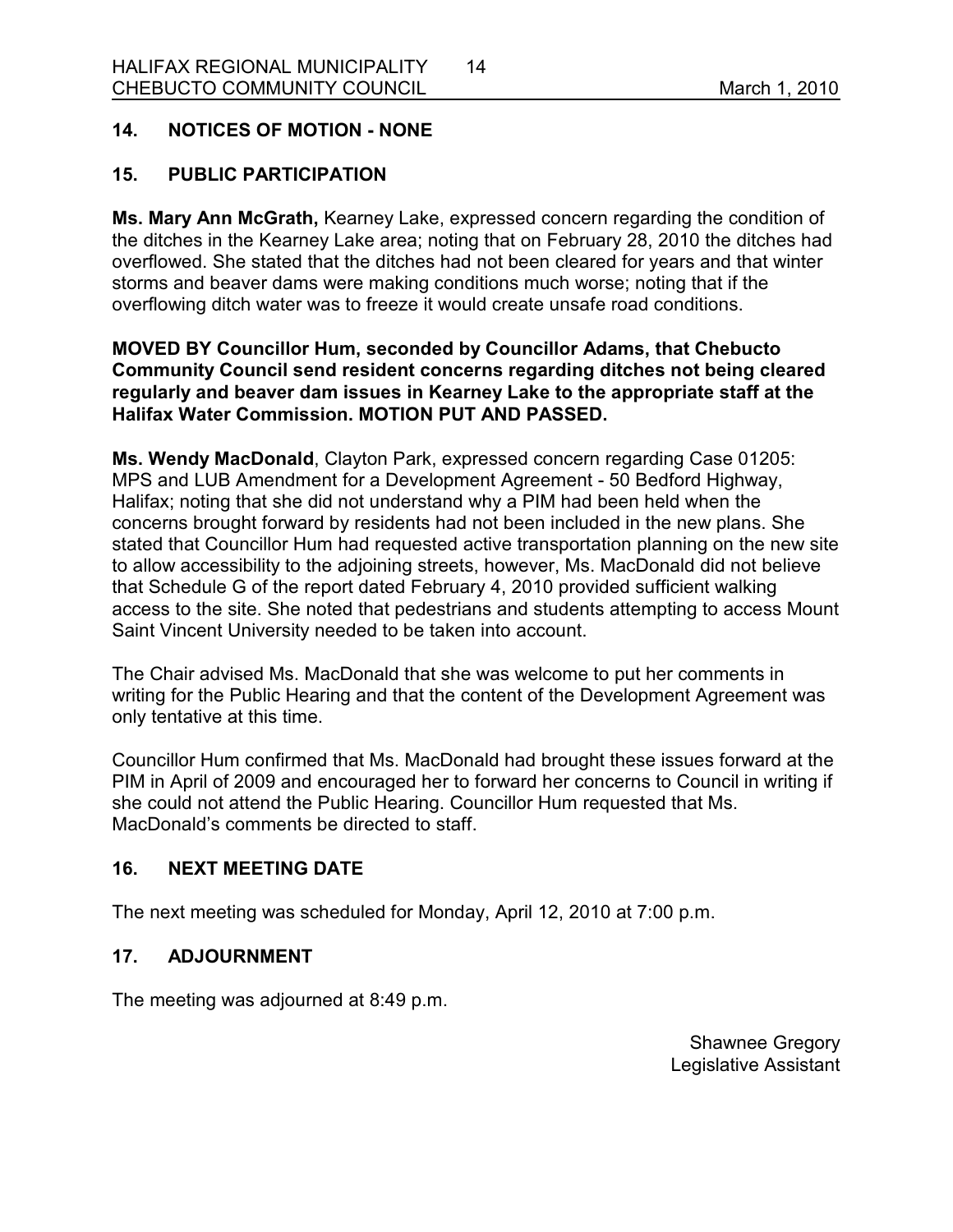## 14. NOTICES OF MOTION - NONE

## 15. PUBLIC PARTICIPATION

**Ms. Mary Ann McGrath,** Kearney Lake, expressed concern regarding the condition of the ditches in the Kearney Lake area; noting that on February 28, 2010 the ditches had overflowed. She stated that the ditches had not been cleared for years and that winter storms and beaver dams were making conditions much worse; noting that if the overflowing ditch water was to freeze it would create unsafe road conditions.

**MOVED BY Councillor Hum, seconded by Councillor Adams, that Chebucto Community Council send resident concerns regarding ditches not being cleared regularly and beaver dam issues in Kearney Lake to the appropriate staff at the Halifax Water Commission. MOTION PUT AND PASSED.**

**Ms. Wendy MacDonald**, Clayton Park, expressed concern regarding Case 01205: MPS and LUB Amendment for a Development Agreement - 50 Bedford Highway, Halifax; noting that she did not understand why a PIM had been held when the concerns brought forward by residents had not been included in the new plans. She stated that Councillor Hum had requested active transportation planning on the new site to allow accessibility to the adjoining streets, however, Ms. MacDonald did not believe that Schedule G of the report dated February 4, 2010 provided sufficient walking access to the site. She noted that pedestrians and students attempting to access Mount Saint Vincent University needed to be taken into account.

The Chair advised Ms. MacDonald that she was welcome to put her comments in writing for the Public Hearing and that the content of the Development Agreement was only tentative at this time.

Councillor Hum confirmed that Ms. MacDonald had brought these issues forward at the PIM in April of 2009 and encouraged her to forward her concerns to Council in writing if she could not attend the Public Hearing. Councillor Hum requested that Ms. MacDonald's comments be directed to staff.

## 16. NEXT MEETING DATE

The next meeting was scheduled for Monday, April 12, 2010 at 7:00 p.m.

## 17. ADJOURNMENT

The meeting was adjourned at 8:49 p.m.

Shawnee Gregory
Legislative Assistant